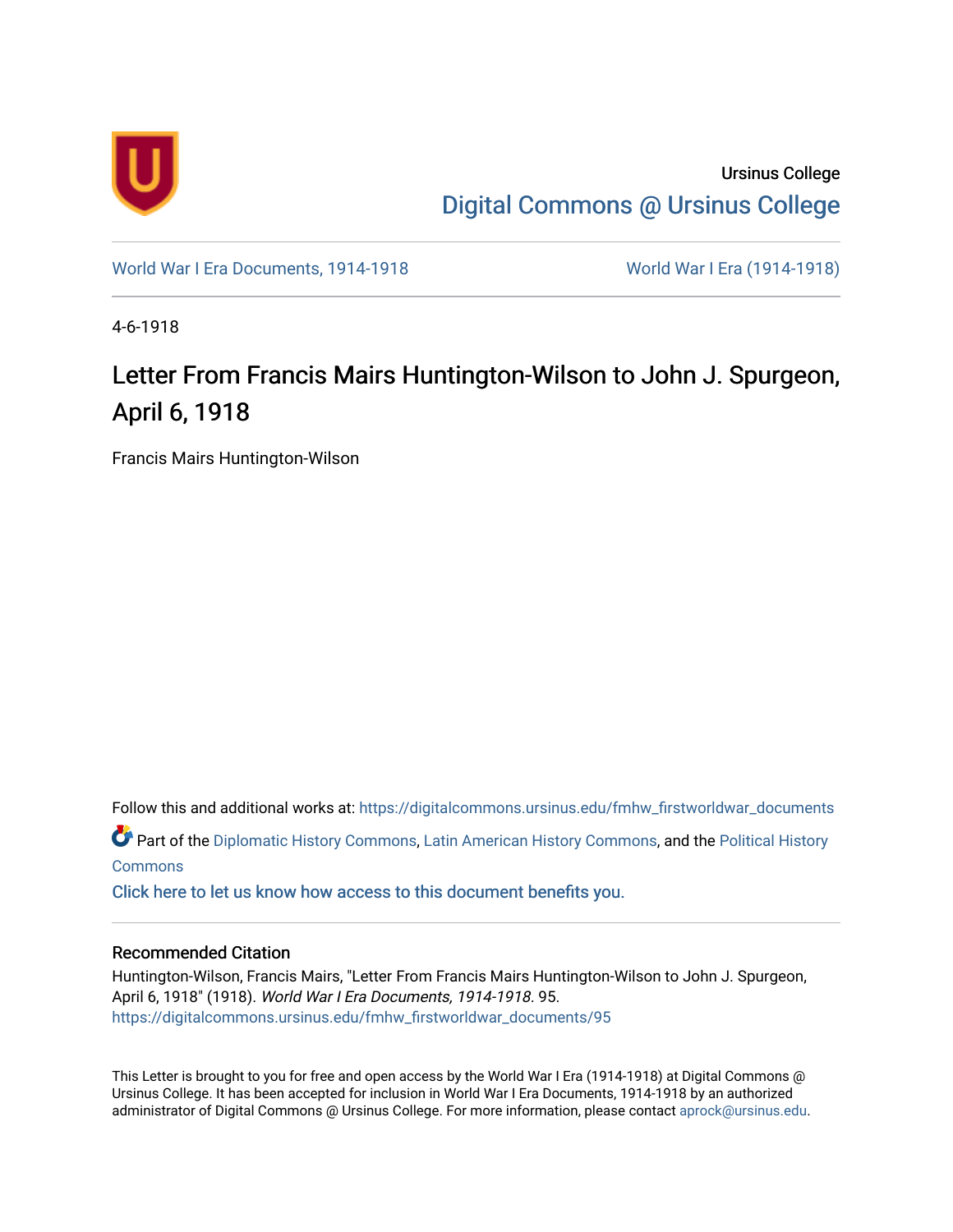Ursinus College

Digital Commons @ Ursinus College

World War I Era Documents, 1914-1918

World War I Era (1914-1918)

4-6-1918

# Letter From Francis Mairs Huntington-Wilson to John J. Spurgeon, April 6, 1918

Francis Mairs Huntington-Wilson

Follow this and additional works at: https://digitalcommons.ursinus.edu/fmhw_firstworldwar_documents

Part of the Diplomatic History Commons, Latin American History Commons, and the Political History Commons

Click here to let us know how access to this document benefits you.

## Recommended Citation

Huntington-Wilson, Francis Mairs, "Letter From Francis Mairs Huntington-Wilson to John J. Spurgeon, April 6, 1918" (1918). *World War I Era Documents, 1914-1918*. 95.
https://digitalcommons.ursinus.edu/fmhw_firstworldwar_documents/95

This Letter is brought to you for free and open access by the World War I Era (1914-1918) at Digital Commons @ Ursinus College. It has been accepted for inclusion in World War I Era Documents, 1914-1918 by an authorized administrator of Digital Commons @ Ursinus College. For more information, please contact aprock@ursinus.edu.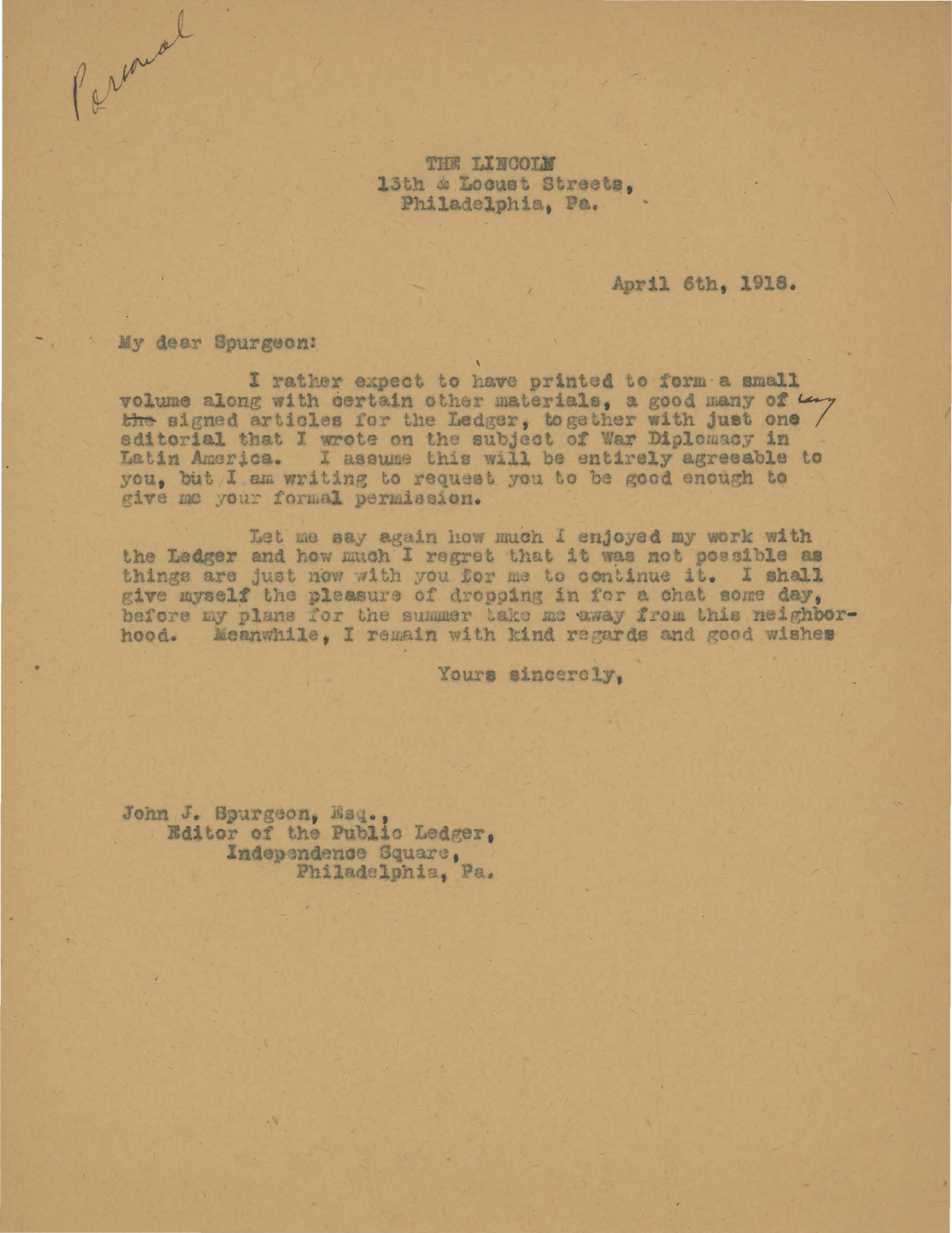Personal

THE LINCOLN
13th & Locust Streets,
Philadelphia, Pa.

April 6th, 1918.

My dear Spurgeon:

I rather expect to have printed to form a small volume along with certain other materials, a good many of my signed articles for the Ledger, together with just one editorial that I wrote on the subject of War Diplomacy in Latin America. I assume this will be entirely agreeable to you, but I am writing to request you to be good enough to give me your formal permission.

Let me say again how much I enjoyed my work with the Ledger and how much I regret that it was not possible as things are just now with you for me to continue it. I shall give myself the pleasure of dropping in for a chat some day, before my plans for the summer take me away from this neighborhood. Meanwhile, I remain with kind regards and good wishes

Yours sincerely,

John J. Spurgeon, Esq.,
Editor of the Public Ledger,
Independence Square,
Philadelphia, Pa.